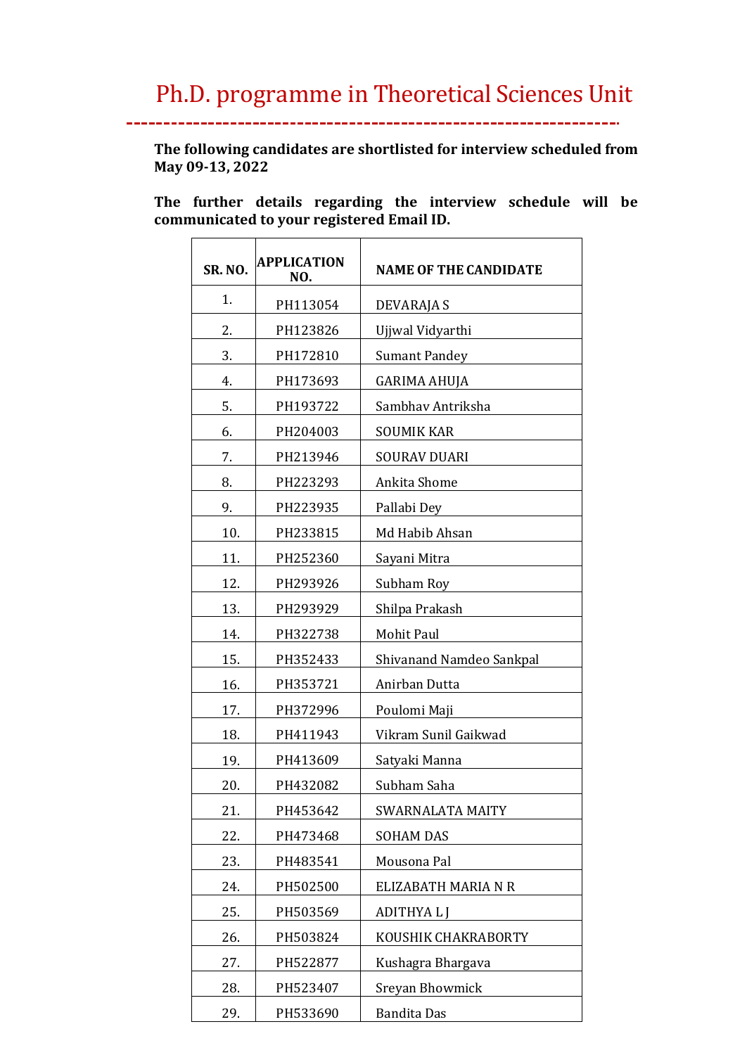# Ph.D. programme in Theoretical Sciences Unit

**The following candidates are shortlisted for interview scheduled from May 09-13, 2022**

**The further details regarding the interview schedule will be communicated to your registered Email ID.**

| SR. NO. | APPLICATION NO. | NAME OF THE CANDIDATE |
|---|---|---|
| 1. | PH113054 | DEVARAJA S |
| 2. | PH123826 | Ujjwal Vidyarthi |
| 3. | PH172810 | Sumant Pandey |
| 4. | PH173693 | GARIMA AHUJA |
| 5. | PH193722 | Sambhav Antriksha |
| 6. | PH204003 | SOUMIK KAR |
| 7. | PH213946 | SOURAV DUARI |
| 8. | PH223293 | Ankita Shome |
| 9. | PH223935 | Pallabi Dey |
| 10. | PH233815 | Md Habib Ahsan |
| 11. | PH252360 | Sayani Mitra |
| 12. | PH293926 | Subham Roy |
| 13. | PH293929 | Shilpa Prakash |
| 14. | PH322738 | Mohit Paul |
| 15. | PH352433 | Shivanand Namdeo Sankpal |
| 16. | PH353721 | Anirban Dutta |
| 17. | PH372996 | Poulomi Maji |
| 18. | PH411943 | Vikram Sunil Gaikwad |
| 19. | PH413609 | Satyaki Manna |
| 20. | PH432082 | Subham Saha |
| 21. | PH453642 | SWARNALATA MAITY |
| 22. | PH473468 | SOHAM DAS |
| 23. | PH483541 | Mousona Pal |
| 24. | PH502500 | ELIZABATH MARIA N R |
| 25. | PH503569 | ADITHYA L J |
| 26. | PH503824 | KOUSHIK CHAKRABORTY |
| 27. | PH522877 | Kushagra Bhargava |
| 28. | PH523407 | Sreyan Bhowmick |
| 29. | PH533690 | Bandita Das |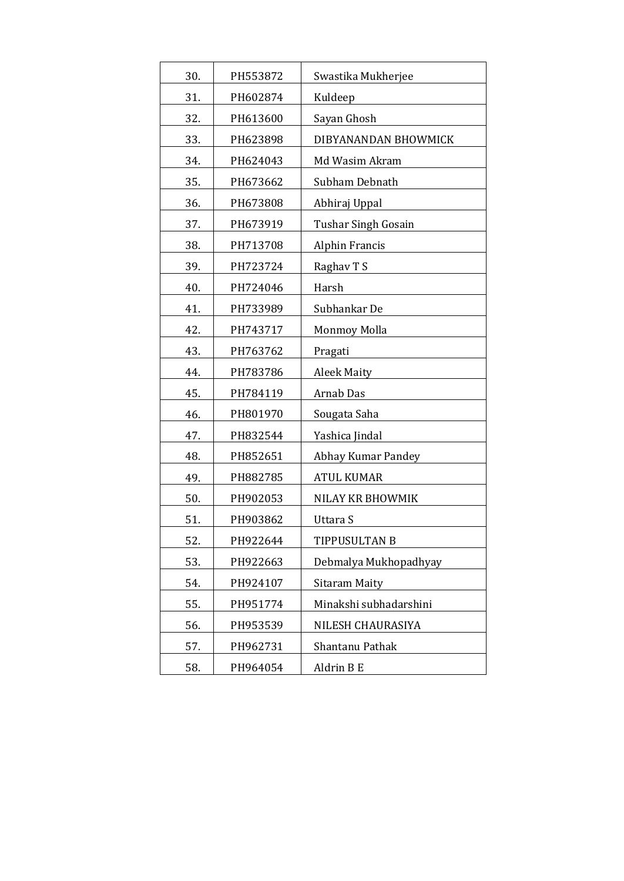| | | |
|---|---|---|
| 30. | PH553872 | Swastika Mukherjee |
| 31. | PH602874 | Kuldeep |
| 32. | PH613600 | Sayan Ghosh |
| 33. | PH623898 | DIBYANANDAN BHOWMICK |
| 34. | PH624043 | Md Wasim Akram |
| 35. | PH673662 | Subham Debnath |
| 36. | PH673808 | Abhiraj Uppal |
| 37. | PH673919 | Tushar Singh Gosain |
| 38. | PH713708 | Alphin Francis |
| 39. | PH723724 | Raghav T S |
| 40. | PH724046 | Harsh |
| 41. | PH733989 | Subhankar De |
| 42. | PH743717 | Monmoy Molla |
| 43. | PH763762 | Pragati |
| 44. | PH783786 | Aleek Maity |
| 45. | PH784119 | Arnab Das |
| 46. | PH801970 | Sougata Saha |
| 47. | PH832544 | Yashica Jindal |
| 48. | PH852651 | Abhay Kumar Pandey |
| 49. | PH882785 | ATUL KUMAR |
| 50. | PH902053 | NILAY KR BHOWMIK |
| 51. | PH903862 | Uttara S |
| 52. | PH922644 | TIPPUSULTAN B |
| 53. | PH922663 | Debmalya Mukhopadhyay |
| 54. | PH924107 | Sitaram Maity |
| 55. | PH951774 | Minakshi subhadarshini |
| 56. | PH953539 | NILESH CHAURASIYA |
| 57. | PH962731 | Shantanu Pathak |
| 58. | PH964054 | Aldrin B E |